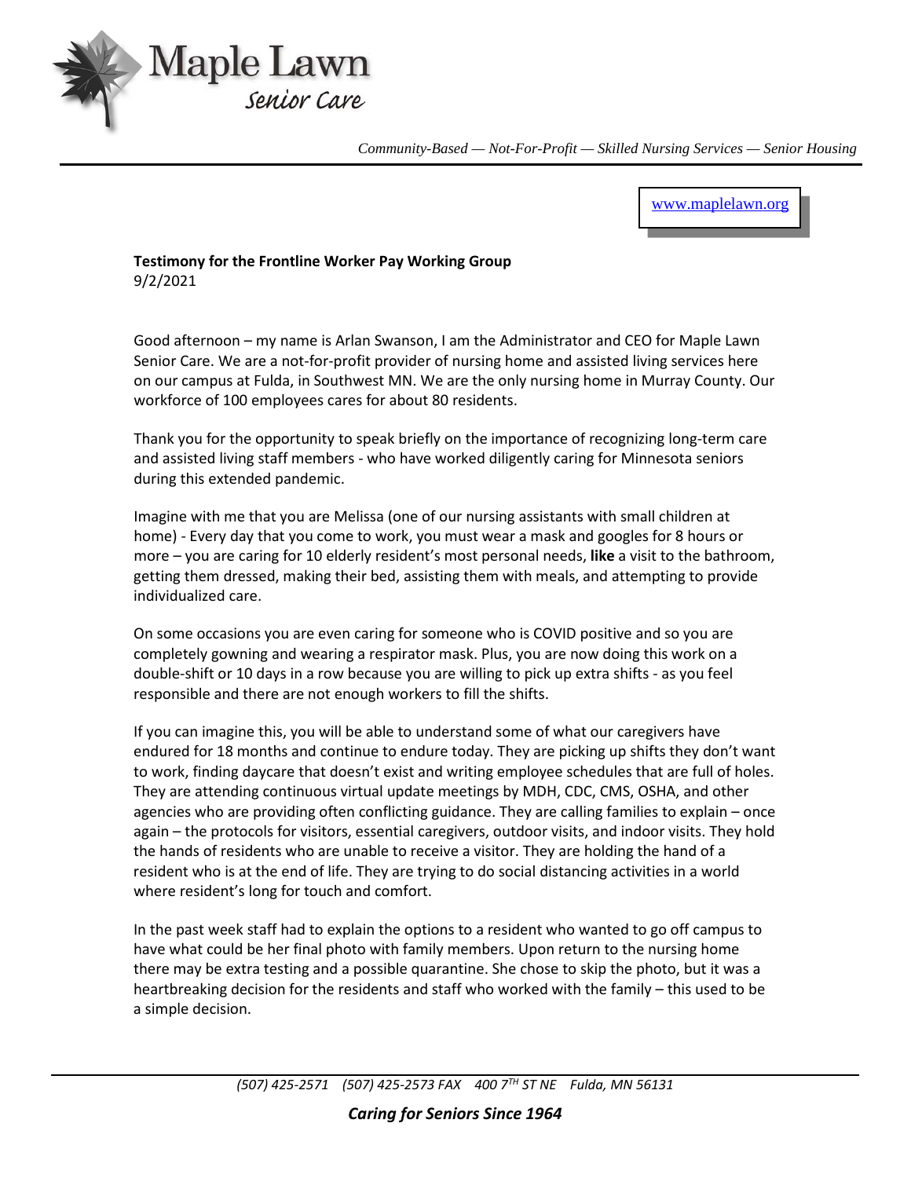# Maple Lawn Senior Care

*Community-Based — Not-For-Profit — Skilled Nursing Services — Senior Housing*

www.maplelawn.org

**Testimony for the Frontline Worker Pay Working Group**
9/2/2021

Good afternoon – my name is Arlan Swanson, I am the Administrator and CEO for Maple Lawn Senior Care. We are a not-for-profit provider of nursing home and assisted living services here on our campus at Fulda, in Southwest MN. We are the only nursing home in Murray County. Our workforce of 100 employees cares for about 80 residents.

Thank you for the opportunity to speak briefly on the importance of recognizing long-term care and assisted living staff members - who have worked diligently caring for Minnesota seniors during this extended pandemic.

Imagine with me that you are Melissa (one of our nursing assistants with small children at home) - Every day that you come to work, you must wear a mask and googles for 8 hours or more – you are caring for 10 elderly resident's most personal needs, **like** a visit to the bathroom, getting them dressed, making their bed, assisting them with meals, and attempting to provide individualized care.

On some occasions you are even caring for someone who is COVID positive and so you are completely gowning and wearing a respirator mask. Plus, you are now doing this work on a double-shift or 10 days in a row because you are willing to pick up extra shifts - as you feel responsible and there are not enough workers to fill the shifts.

If you can imagine this, you will be able to understand some of what our caregivers have endured for 18 months and continue to endure today. They are picking up shifts they don't want to work, finding daycare that doesn't exist and writing employee schedules that are full of holes. They are attending continuous virtual update meetings by MDH, CDC, CMS, OSHA, and other agencies who are providing often conflicting guidance. They are calling families to explain – once again – the protocols for visitors, essential caregivers, outdoor visits, and indoor visits. They hold the hands of residents who are unable to receive a visitor. They are holding the hand of a resident who is at the end of life. They are trying to do social distancing activities in a world where resident's long for touch and comfort.

In the past week staff had to explain the options to a resident who wanted to go off campus to have what could be her final photo with family members. Upon return to the nursing home there may be extra testing and a possible quarantine. She chose to skip the photo, but it was a heartbreaking decision for the residents and staff who worked with the family – this used to be a simple decision.

*(507) 425-2571 (507) 425-2573 FAX 400 7TH ST NE Fulda, MN 56131*

***Caring for Seniors Since 1964***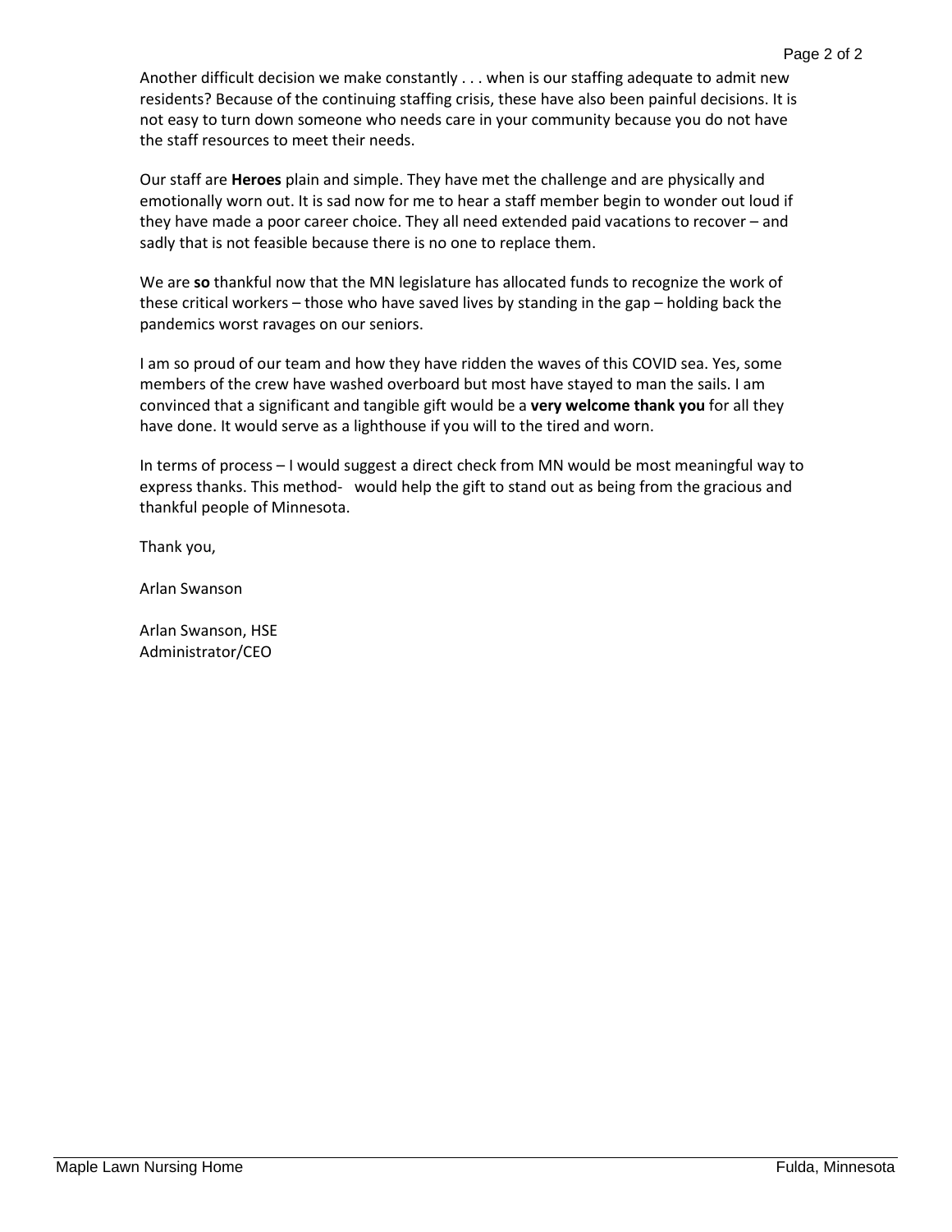Another difficult decision we make constantly . . . when is our staffing adequate to admit new residents? Because of the continuing staffing crisis, these have also been painful decisions. It is not easy to turn down someone who needs care in your community because you do not have the staff resources to meet their needs.

Our staff are **Heroes** plain and simple. They have met the challenge and are physically and emotionally worn out. It is sad now for me to hear a staff member begin to wonder out loud if they have made a poor career choice. They all need extended paid vacations to recover – and sadly that is not feasible because there is no one to replace them.

We are **so** thankful now that the MN legislature has allocated funds to recognize the work of these critical workers – those who have saved lives by standing in the gap – holding back the pandemics worst ravages on our seniors.

I am so proud of our team and how they have ridden the waves of this COVID sea. Yes, some members of the crew have washed overboard but most have stayed to man the sails. I am convinced that a significant and tangible gift would be a **very welcome thank you** for all they have done. It would serve as a lighthouse if you will to the tired and worn.

In terms of process – I would suggest a direct check from MN would be most meaningful way to express thanks. This method- would help the gift to stand out as being from the gracious and thankful people of Minnesota.

Thank you,

Arlan Swanson

Arlan Swanson, HSE
Administrator/CEO